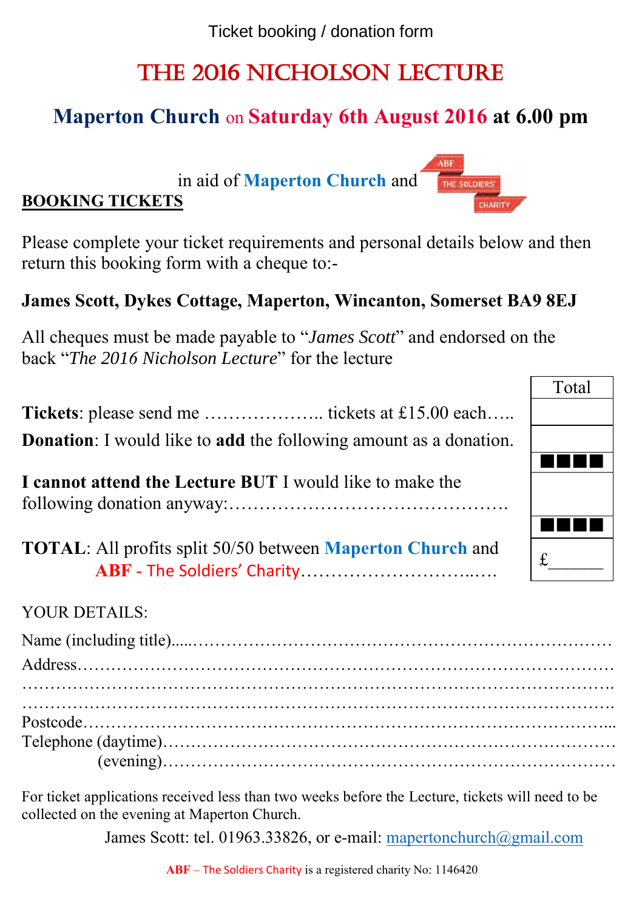Ticket booking / donation form

# THE 2016 NICHOLSON LECTURE

## Maperton Church on Saturday 6th August 2016 at 6.00 pm

in aid of Maperton Church and ABF THE SOLDIERS' CHARITY

**BOOKING TICKETS**

Please complete your ticket requirements and personal details below and then return this booking form with a cheque to:-

**James Scott, Dykes Cottage, Maperton, Wincanton, Somerset BA9 8EJ**

All cheques must be made payable to "*James Scott*" and endorsed on the back "*The 2016 Nicholson Lecture*" for the lecture

| | Total |
|---|---|
| **Tickets**: please send me ……………….. tickets at £15.00 each….. | |
| **Donation**: I would like to **add** the following amount as a donation. | |
| **I cannot attend the Lecture BUT** I would like to make the following donation anyway:………………………………………. | |
| **TOTAL**: All profits split 50/50 between Maperton Church and **ABF** - The Soldiers' Charity……………………….…. | £______ |

YOUR DETAILS:

Name (including title)…..……………………………………………………………

Address…………………………………………………………………………………

…………………………………………………………………………………………….

…………………………………………………………………………………………….

Postcode………………………………………………………………………………...

Telephone (daytime)……………………………………………………………………

(evening)……………………………………………………………………

For ticket applications received less than two weeks before the Lecture, tickets will need to be collected on the evening at Maperton Church.

James Scott: tel. 01963.33826, or e-mail: mapertonchurch@gmail.com

**ABF** – The Soldiers Charity is a registered charity No: 1146420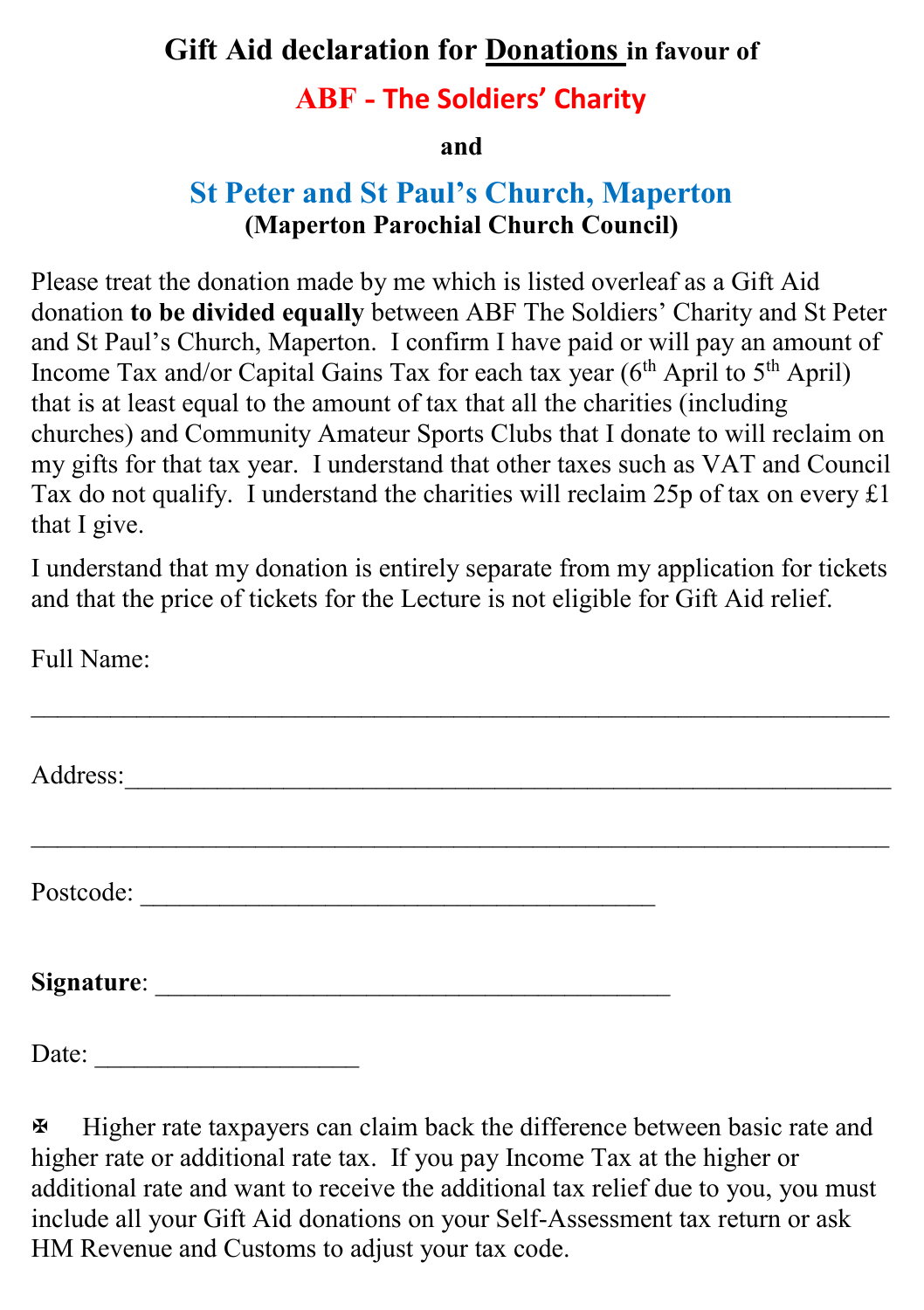# Gift Aid declaration for Donations in favour of

## ABF - The Soldiers' Charity

**and**

## St Peter and St Paul's Church, Maperton

**(Maperton Parochial Church Council)**

Please treat the donation made by me which is listed overleaf as a Gift Aid donation **to be divided equally** between ABF The Soldiers' Charity and St Peter and St Paul's Church, Maperton. I confirm I have paid or will pay an amount of Income Tax and/or Capital Gains Tax for each tax year (6th April to 5th April) that is at least equal to the amount of tax that all the charities (including churches) and Community Amateur Sports Clubs that I donate to will reclaim on my gifts for that tax year. I understand that other taxes such as VAT and Council Tax do not qualify. I understand the charities will reclaim 25p of tax on every £1 that I give.

I understand that my donation is entirely separate from my application for tickets and that the price of tickets for the Lecture is not eligible for Gift Aid relief.

Full Name:

______________________________________________________________

Address:______________________________________________________

______________________________________________________________

Postcode: _____________________________________

**Signature**: _____________________________________

Date: ___________________

✠ Higher rate taxpayers can claim back the difference between basic rate and higher rate or additional rate tax. If you pay Income Tax at the higher or additional rate and want to receive the additional tax relief due to you, you must include all your Gift Aid donations on your Self-Assessment tax return or ask HM Revenue and Customs to adjust your tax code.